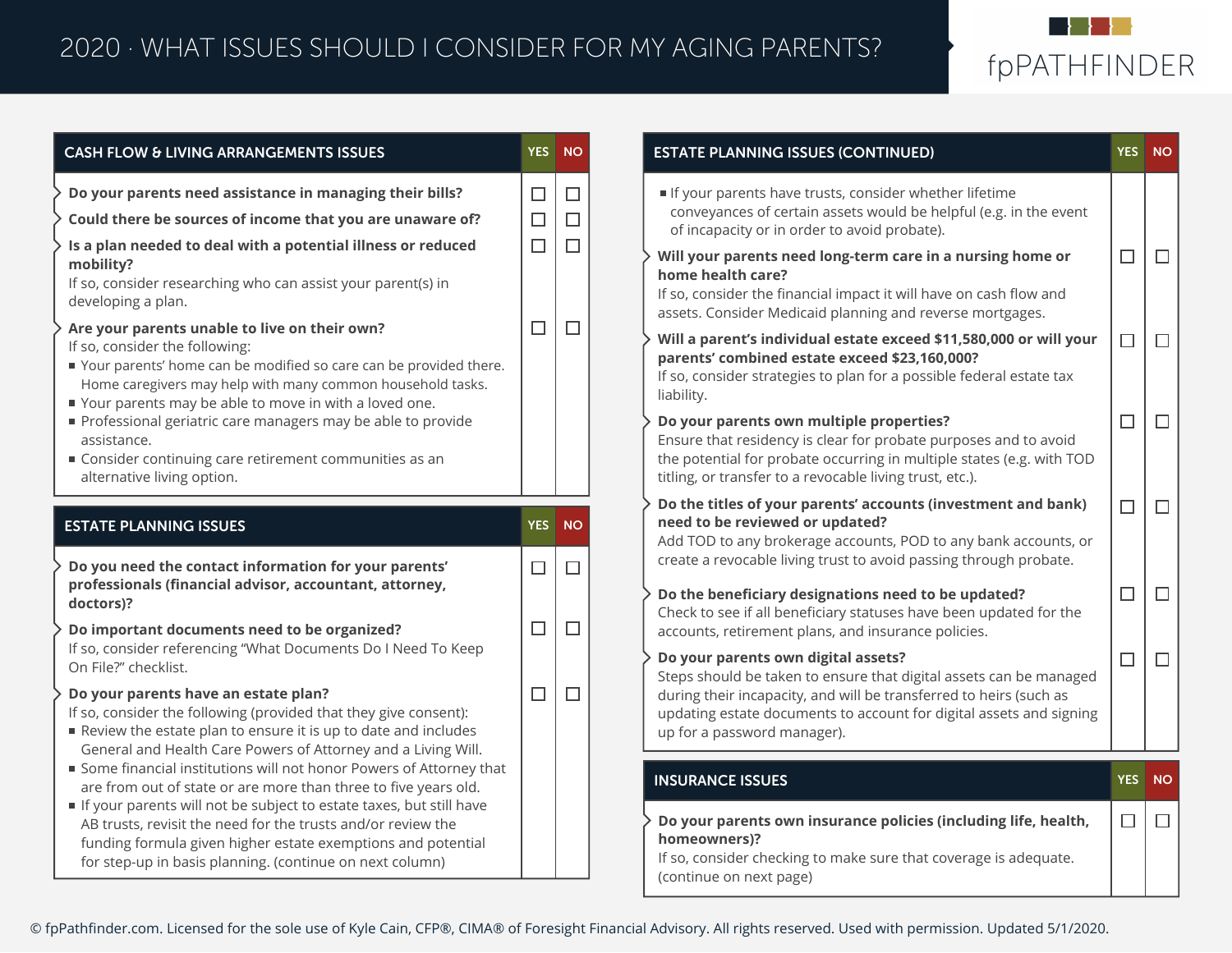# 2020 · WHAT ISSUES SHOULD I CONSIDER FOR MY AGING PARENTS?

fpPATHFINDER

## CASH FLOW & LIVING ARRANGEMENTS ISSUES

| | YES | NO |
|---|---|---|
| **Do your parents need assistance in managing their bills?** | ☐ | ☐ |
| **Could there be sources of income that you are unaware of?** | ☐ | ☐ |
| **Is a plan needed to deal with a potential illness or reduced mobility?** If so, consider researching who can assist your parent(s) in developing a plan. | ☐ | ☐ |
| **Are your parents unable to live on their own?** If so, consider the following: <br>▪ Your parents' home can be modified so care can be provided there. Home caregivers may help with many common household tasks. <br>▪ Your parents may be able to move in with a loved one. <br>▪ Professional geriatric care managers may be able to provide assistance. <br>▪ Consider continuing care retirement communities as an alternative living option. | ☐ | ☐ |

## ESTATE PLANNING ISSUES

| | YES | NO |
|---|---|---|
| **Do you need the contact information for your parents' professionals (financial advisor, accountant, attorney, doctors)?** | ☐ | ☐ |
| **Do important documents need to be organized?** If so, consider referencing "What Documents Do I Need To Keep On File?" checklist. | ☐ | ☐ |
| **Do your parents have an estate plan?** If so, consider the following (provided that they give consent): <br>▪ Review the estate plan to ensure it is up to date and includes General and Health Care Powers of Attorney and a Living Will. <br>▪ Some financial institutions will not honor Powers of Attorney that are from out of state or are more than three to five years old. <br>▪ If your parents will not be subject to estate taxes, but still have AB trusts, revisit the need for the trusts and/or review the funding formula given higher estate exemptions and potential for step-up in basis planning. (continue on next column) | ☐ | ☐ |

## ESTATE PLANNING ISSUES (CONTINUED)

| | YES | NO |
|---|---|---|
| ▪ If your parents have trusts, consider whether lifetime conveyances of certain assets would be helpful (e.g. in the event of incapacity or in order to avoid probate). | | |
| **Will your parents need long-term care in a nursing home or home health care?** If so, consider the financial impact it will have on cash flow and assets. Consider Medicaid planning and reverse mortgages. | ☐ | ☐ |
| **Will a parent's individual estate exceed $11,580,000 or will your parents' combined estate exceed $23,160,000?** If so, consider strategies to plan for a possible federal estate tax liability. | ☐ | ☐ |
| **Do your parents own multiple properties?** Ensure that residency is clear for probate purposes and to avoid the potential for probate occurring in multiple states (e.g. with TOD titling, or transfer to a revocable living trust, etc.). | ☐ | ☐ |
| **Do the titles of your parents' accounts (investment and bank) need to be reviewed or updated?** Add TOD to any brokerage accounts, POD to any bank accounts, or create a revocable living trust to avoid passing through probate. | ☐ | ☐ |
| **Do the beneficiary designations need to be updated?** Check to see if all beneficiary statuses have been updated for the accounts, retirement plans, and insurance policies. | ☐ | ☐ |
| **Do your parents own digital assets?** Steps should be taken to ensure that digital assets can be managed during their incapacity, and will be transferred to heirs (such as updating estate documents to account for digital assets and signing up for a password manager). | ☐ | ☐ |

## INSURANCE ISSUES

| | YES | NO |
|---|---|---|
| **Do your parents own insurance policies (including life, health, homeowners)?** If so, consider checking to make sure that coverage is adequate. (continue on next page) | ☐ | ☐ |

© fpPathfinder.com. Licensed for the sole use of Kyle Cain, CFP®, CIMA® of Foresight Financial Advisory. All rights reserved. Used with permission. Updated 5/1/2020.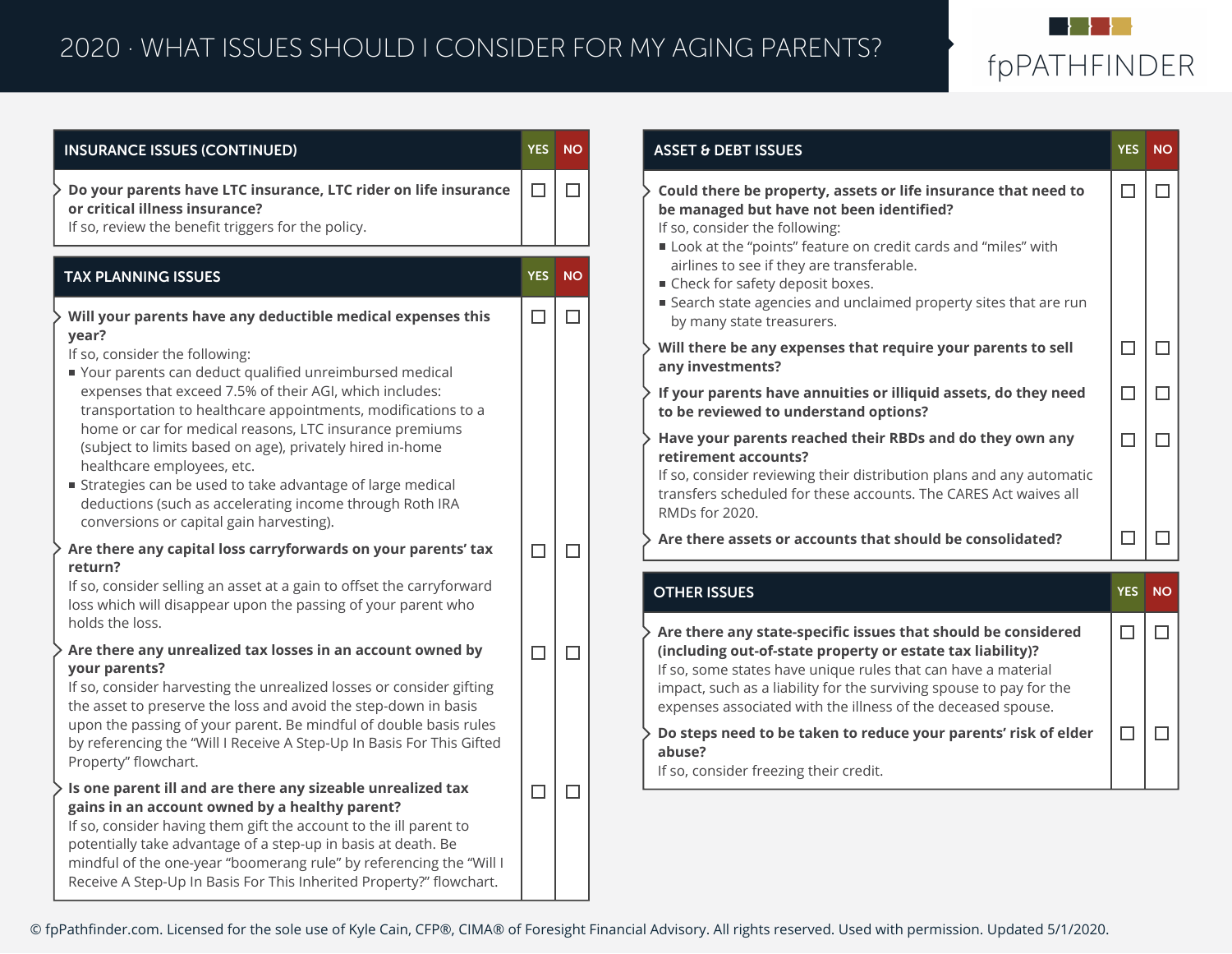# 2020 · WHAT ISSUES SHOULD I CONSIDER FOR MY AGING PARENTS?

## INSURANCE ISSUES (CONTINUED)

| INSURANCE ISSUES (CONTINUED) | YES | NO |
|---|---|---|
| **Do your parents have LTC insurance, LTC rider on life insurance or critical illness insurance?** If so, review the benefit triggers for the policy. | ☐ | ☐ |

## TAX PLANNING ISSUES

| TAX PLANNING ISSUES | YES | NO |
|---|---|---|
| **Will your parents have any deductible medical expenses this year?** If so, consider the following: ▪ Your parents can deduct qualified unreimbursed medical expenses that exceed 7.5% of their AGI, which includes: transportation to healthcare appointments, modifications to a home or car for medical reasons, LTC insurance premiums (subject to limits based on age), privately hired in-home healthcare employees, etc. ▪ Strategies can be used to take advantage of large medical deductions (such as accelerating income through Roth IRA conversions or capital gain harvesting). | ☐ | ☐ |
| **Are there any capital loss carryforwards on your parents' tax return?** If so, consider selling an asset at a gain to offset the carryforward loss which will disappear upon the passing of your parent who holds the loss. | ☐ | ☐ |
| **Are there any unrealized tax losses in an account owned by your parents?** If so, consider harvesting the unrealized losses or consider gifting the asset to preserve the loss and avoid the step-down in basis upon the passing of your parent. Be mindful of double basis rules by referencing the "Will I Receive A Step-Up In Basis For This Gifted Property" flowchart. | ☐ | ☐ |
| **Is one parent ill and are there any sizeable unrealized tax gains in an account owned by a healthy parent?** If so, consider having them gift the account to the ill parent to potentially take advantage of a step-up in basis at death. Be mindful of the one-year "boomerang rule" by referencing the "Will I Receive A Step-Up In Basis For This Inherited Property?" flowchart. | ☐ | ☐ |

## ASSET & DEBT ISSUES

| ASSET & DEBT ISSUES | YES | NO |
|---|---|---|
| **Could there be property, assets or life insurance that need to be managed but have not been identified?** If so, consider the following: ▪ Look at the "points" feature on credit cards and "miles" with airlines to see if they are transferable. ▪ Check for safety deposit boxes. ▪ Search state agencies and unclaimed property sites that are run by many state treasurers. | ☐ | ☐ |
| **Will there be any expenses that require your parents to sell any investments?** | ☐ | ☐ |
| **If your parents have annuities or illiquid assets, do they need to be reviewed to understand options?** | ☐ | ☐ |
| **Have your parents reached their RBDs and do they own any retirement accounts?** If so, consider reviewing their distribution plans and any automatic transfers scheduled for these accounts. The CARES Act waives all RMDs for 2020. | ☐ | ☐ |
| **Are there assets or accounts that should be consolidated?** | ☐ | ☐ |

## OTHER ISSUES

| OTHER ISSUES | YES | NO |
|---|---|---|
| **Are there any state-specific issues that should be considered (including out-of-state property or estate tax liability)?** If so, some states have unique rules that can have a material impact, such as a liability for the surviving spouse to pay for the expenses associated with the illness of the deceased spouse. | ☐ | ☐ |
| **Do steps need to be taken to reduce your parents' risk of elder abuse?** If so, consider freezing their credit. | ☐ | ☐ |

© fpPathfinder.com. Licensed for the sole use of Kyle Cain, CFP®, CIMA® of Foresight Financial Advisory. All rights reserved. Used with permission. Updated 5/1/2020.